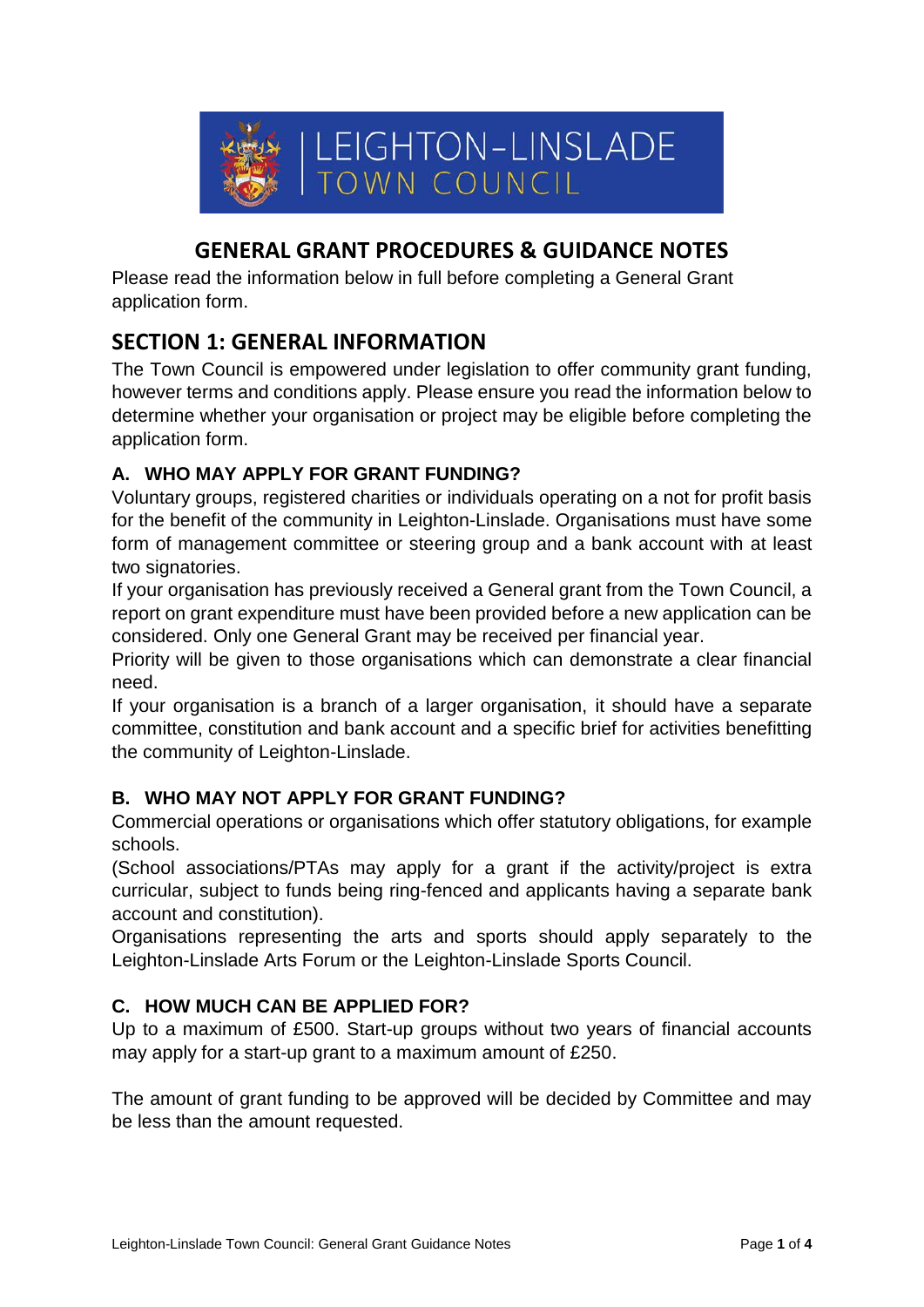# GENERAL GRANT PROCEDURES & GUIDANCE NOTES

Please read the information below in full before completing a General Grant application form.

## SECTION 1: GENERAL INFORMATION

The Town Council is empowered under legislation to offer community grant funding, however terms and conditions apply. Please ensure you read the information below to determine whether your organisation or project may be eligible before completing the application form.

### A. WHO MAY APPLY FOR GRANT FUNDING?

Voluntary groups, registered charities or individuals operating on a not for profit basis for the benefit of the community in Leighton-Linslade. Organisations must have some form of management committee or steering group and a bank account with at least two signatories.

If your organisation has previously received a General grant from the Town Council, a report on grant expenditure must have been provided before a new application can be considered. Only one General Grant may be received per financial year.

Priority will be given to those organisations which can demonstrate a clear financial need.

If your organisation is a branch of a larger organisation, it should have a separate committee, constitution and bank account and a specific brief for activities benefitting the community of Leighton-Linslade.

### B. WHO MAY NOT APPLY FOR GRANT FUNDING?

Commercial operations or organisations which offer statutory obligations, for example schools.

(School associations/PTAs may apply for a grant if the activity/project is extra curricular, subject to funds being ring-fenced and applicants having a separate bank account and constitution).

Organisations representing the arts and sports should apply separately to the Leighton-Linslade Arts Forum or the Leighton-Linslade Sports Council.

### C. HOW MUCH CAN BE APPLIED FOR?

Up to a maximum of £500. Start-up groups without two years of financial accounts may apply for a start-up grant to a maximum amount of £250.

The amount of grant funding to be approved will be decided by Committee and may be less than the amount requested.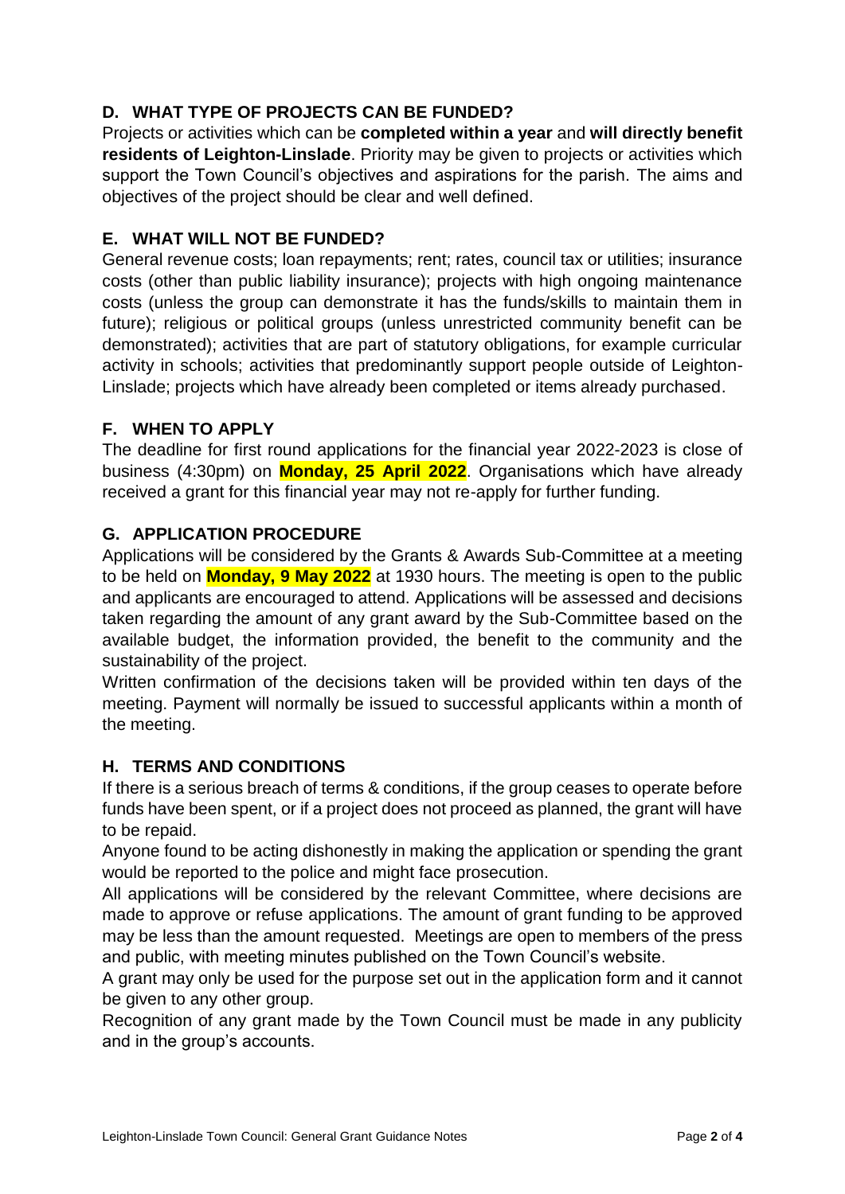## D. WHAT TYPE OF PROJECTS CAN BE FUNDED?

Projects or activities which can be **completed within a year** and **will directly benefit residents of Leighton-Linslade**. Priority may be given to projects or activities which support the Town Council's objectives and aspirations for the parish. The aims and objectives of the project should be clear and well defined.

## E. WHAT WILL NOT BE FUNDED?

General revenue costs; loan repayments; rent; rates, council tax or utilities; insurance costs (other than public liability insurance); projects with high ongoing maintenance costs (unless the group can demonstrate it has the funds/skills to maintain them in future); religious or political groups (unless unrestricted community benefit can be demonstrated); activities that are part of statutory obligations, for example curricular activity in schools; activities that predominantly support people outside of Leighton-Linslade; projects which have already been completed or items already purchased.

## F. WHEN TO APPLY

The deadline for first round applications for the financial year 2022-2023 is close of business (4:30pm) on **Monday, 25 April 2022**. Organisations which have already received a grant for this financial year may not re-apply for further funding.

## G. APPLICATION PROCEDURE

Applications will be considered by the Grants & Awards Sub-Committee at a meeting to be held on **Monday, 9 May 2022** at 1930 hours. The meeting is open to the public and applicants are encouraged to attend. Applications will be assessed and decisions taken regarding the amount of any grant award by the Sub-Committee based on the available budget, the information provided, the benefit to the community and the sustainability of the project.

Written confirmation of the decisions taken will be provided within ten days of the meeting. Payment will normally be issued to successful applicants within a month of the meeting.

## H. TERMS AND CONDITIONS

If there is a serious breach of terms & conditions, if the group ceases to operate before funds have been spent, or if a project does not proceed as planned, the grant will have to be repaid.

Anyone found to be acting dishonestly in making the application or spending the grant would be reported to the police and might face prosecution.

All applications will be considered by the relevant Committee, where decisions are made to approve or refuse applications. The amount of grant funding to be approved may be less than the amount requested. Meetings are open to members of the press and public, with meeting minutes published on the Town Council's website.

A grant may only be used for the purpose set out in the application form and it cannot be given to any other group.

Recognition of any grant made by the Town Council must be made in any publicity and in the group's accounts.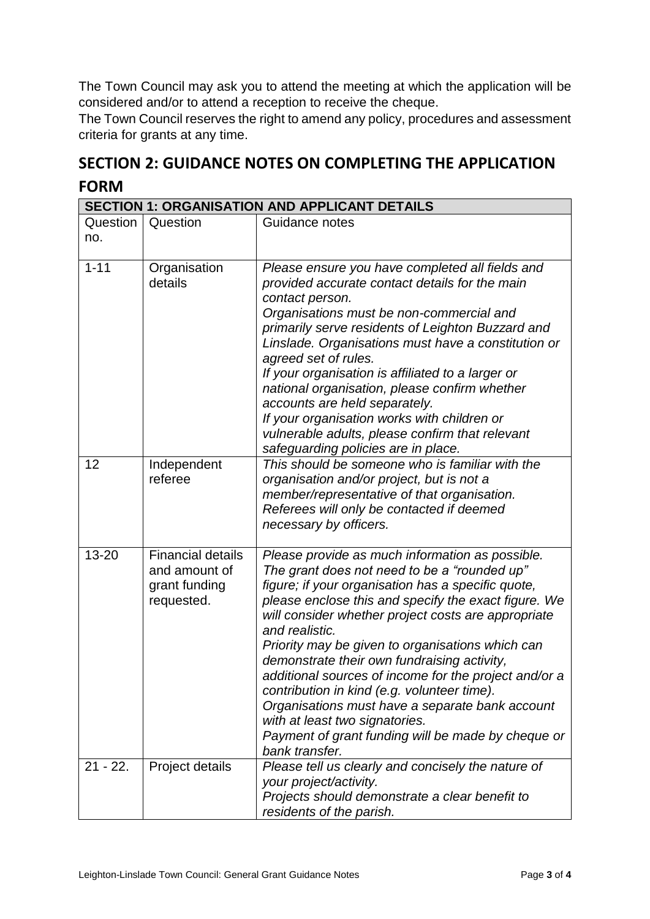The Town Council may ask you to attend the meeting at which the application will be considered and/or to attend a reception to receive the cheque.

The Town Council reserves the right to amend any policy, procedures and assessment criteria for grants at any time.

## SECTION 2: GUIDANCE NOTES ON COMPLETING THE APPLICATION FORM

| SECTION 1: ORGANISATION AND APPLICANT DETAILS | | |
|---|---|---|
| Question no. | Question | Guidance notes |
| 1-11 | Organisation details | *Please ensure you have completed all fields and provided accurate contact details for the main contact person.*<br>*Organisations must be non-commercial and primarily serve residents of Leighton Buzzard and Linslade. Organisations must have a constitution or agreed set of rules.*<br>*If your organisation is affiliated to a larger or national organisation, please confirm whether accounts are held separately.*<br>*If your organisation works with children or vulnerable adults, please confirm that relevant safeguarding policies are in place.* |
| 12 | Independent referee | *This should be someone who is familiar with the organisation and/or project, but is not a member/representative of that organisation.*<br>*Referees will only be contacted if deemed necessary by officers.* |
| 13-20 | Financial details and amount of grant funding requested. | *Please provide as much information as possible. The grant does not need to be a "rounded up" figure; if your organisation has a specific quote, please enclose this and specify the exact figure. We will consider whether project costs are appropriate and realistic.*<br>*Priority may be given to organisations which can demonstrate their own fundraising activity, additional sources of income for the project and/or a contribution in kind (e.g. volunteer time).*<br>*Organisations must have a separate bank account with at least two signatories.*<br>*Payment of grant funding will be made by cheque or bank transfer.* |
| 21 - 22. | Project details | *Please tell us clearly and concisely the nature of your project/activity.*<br>*Projects should demonstrate a clear benefit to residents of the parish.* |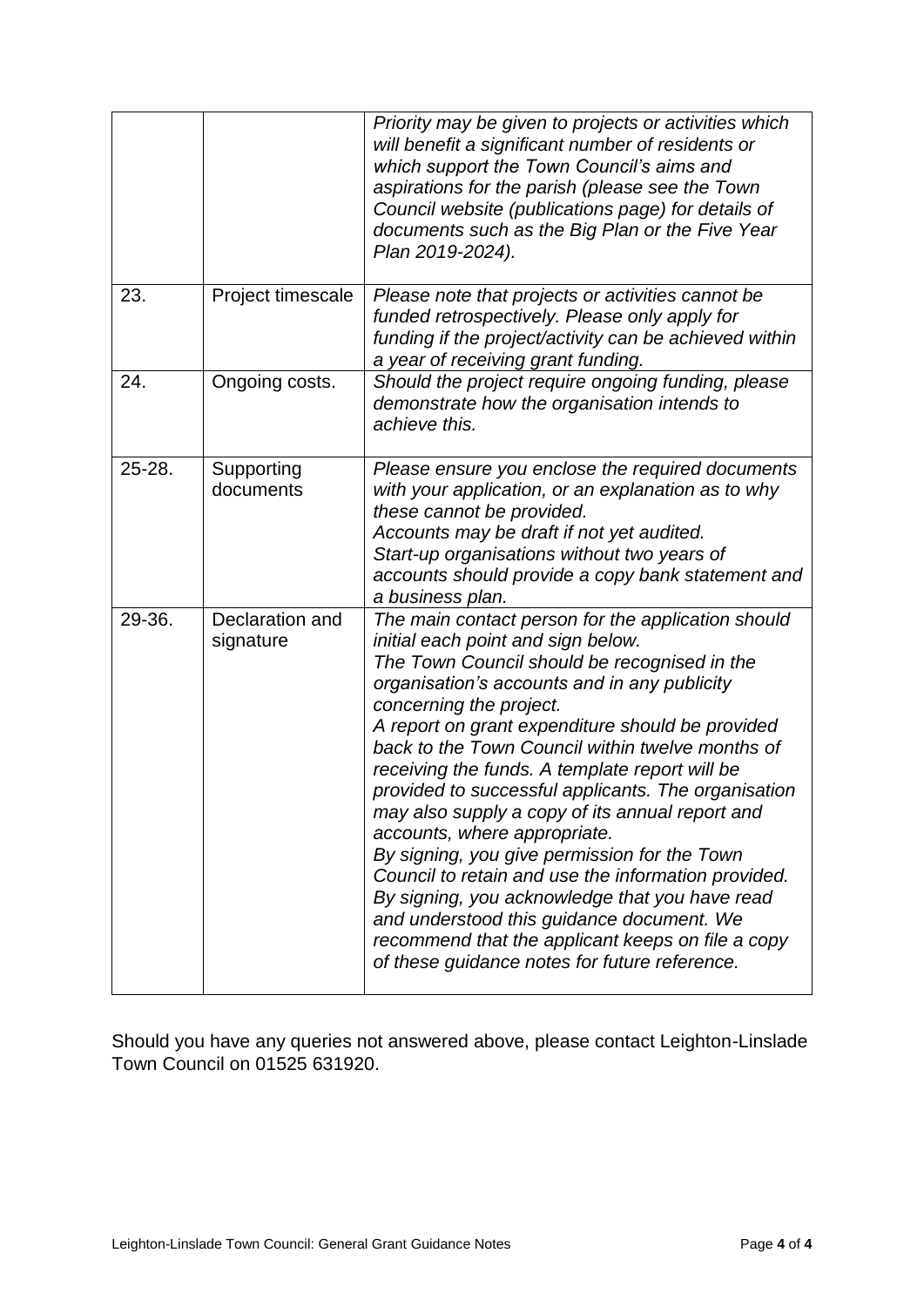| | | |
|---|---|---|
| | | *Priority may be given to projects or activities which will benefit a significant number of residents or which support the Town Council's aims and aspirations for the parish (please see the Town Council website (publications page) for details of documents such as the Big Plan or the Five Year Plan 2019-2024).* |
| 23. | Project timescale | *Please note that projects or activities cannot be funded retrospectively. Please only apply for funding if the project/activity can be achieved within a year of receiving grant funding.* |
| 24. | Ongoing costs. | *Should the project require ongoing funding, please demonstrate how the organisation intends to achieve this.* |
| 25-28. | Supporting documents | *Please ensure you enclose the required documents with your application, or an explanation as to why these cannot be provided.*<br>*Accounts may be draft if not yet audited.*<br>*Start-up organisations without two years of accounts should provide a copy bank statement and a business plan.* |
| 29-36. | Declaration and signature | *The main contact person for the application should initial each point and sign below.*<br>*The Town Council should be recognised in the organisation's accounts and in any publicity concerning the project.*<br>*A report on grant expenditure should be provided back to the Town Council within twelve months of receiving the funds. A template report will be provided to successful applicants. The organisation may also supply a copy of its annual report and accounts, where appropriate.*<br>*By signing, you give permission for the Town Council to retain and use the information provided.*<br>*By signing, you acknowledge that you have read and understood this guidance document. We recommend that the applicant keeps on file a copy of these guidance notes for future reference.* |

Should you have any queries not answered above, please contact Leighton-Linslade Town Council on 01525 631920.